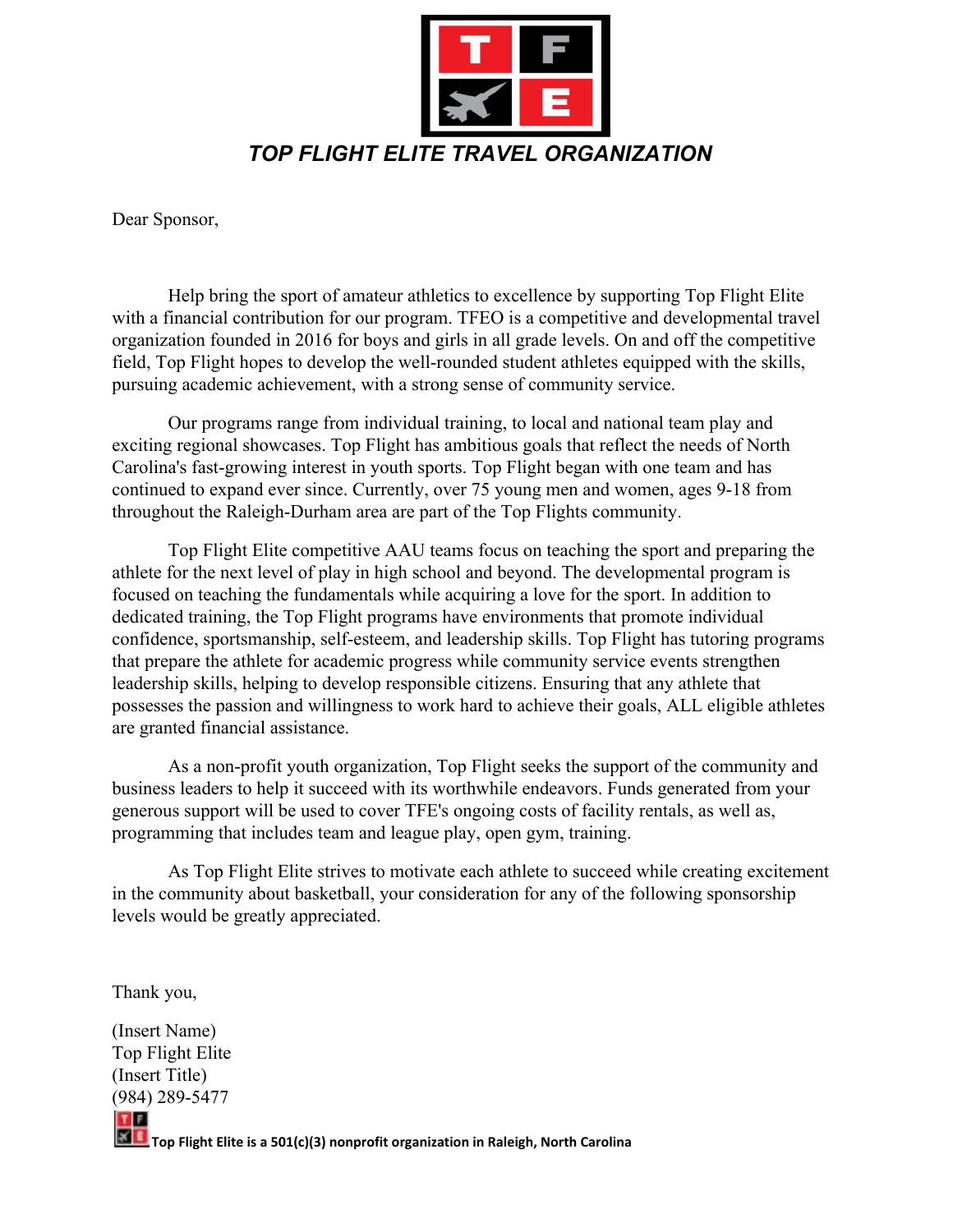# TOP FLIGHT ELITE TRAVEL ORGANIZATION

Dear Sponsor,

Help bring the sport of amateur athletics to excellence by supporting Top Flight Elite with a financial contribution for our program. TFEO is a competitive and developmental travel organization founded in 2016 for boys and girls in all grade levels. On and off the competitive field, Top Flight hopes to develop the well-rounded student athletes equipped with the skills, pursuing academic achievement, with a strong sense of community service.

Our programs range from individual training, to local and national team play and exciting regional showcases. Top Flight has ambitious goals that reflect the needs of North Carolina's fast-growing interest in youth sports. Top Flight began with one team and has continued to expand ever since. Currently, over 75 young men and women, ages 9-18 from throughout the Raleigh-Durham area are part of the Top Flights community.

Top Flight Elite competitive AAU teams focus on teaching the sport and preparing the athlete for the next level of play in high school and beyond. The developmental program is focused on teaching the fundamentals while acquiring a love for the sport. In addition to dedicated training, the Top Flight programs have environments that promote individual confidence, sportsmanship, self-esteem, and leadership skills. Top Flight has tutoring programs that prepare the athlete for academic progress while community service events strengthen leadership skills, helping to develop responsible citizens. Ensuring that any athlete that possesses the passion and willingness to work hard to achieve their goals, ALL eligible athletes are granted financial assistance.

As a non-profit youth organization, Top Flight seeks the support of the community and business leaders to help it succeed with its worthwhile endeavors. Funds generated from your generous support will be used to cover TFE's ongoing costs of facility rentals, as well as, programming that includes team and league play, open gym, training.

As Top Flight Elite strives to motivate each athlete to succeed while creating excitement in the community about basketball, your consideration for any of the following sponsorship levels would be greatly appreciated.

Thank you,

(Insert Name)
Top Flight Elite
(Insert Title)
(984) 289-5477

**Top Flight Elite is a 501(c)(3) nonprofit organization in Raleigh, North Carolina**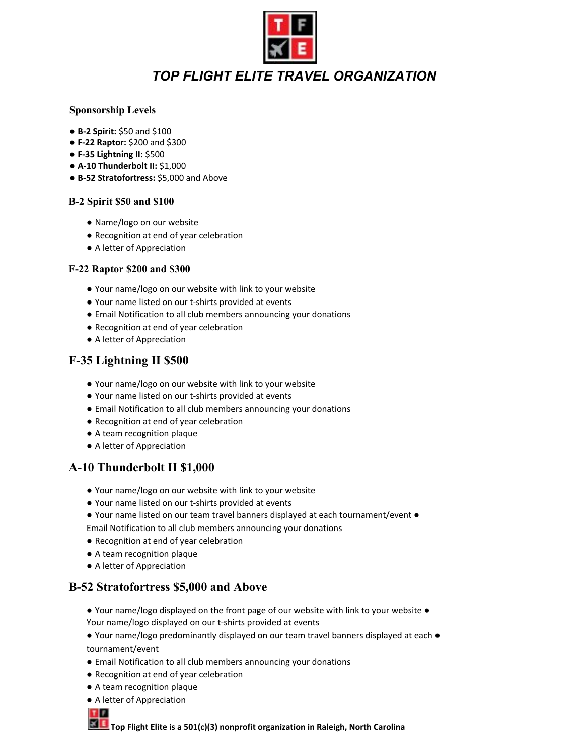# *TOP FLIGHT ELITE TRAVEL ORGANIZATION*

### Sponsorship Levels

- **B-2 Spirit:** $50 and $100
- **F-22 Raptor:** $200 and $300
- **F-35 Lightning II:** $500
- **A-10 Thunderbolt II:** $1,000
- **B-52 Stratofortress:** $5,000 and Above

### B-2 Spirit $50 and $100

- Name/logo on our website
- Recognition at end of year celebration
- A letter of Appreciation

### F-22 Raptor $200 and $300

- Your name/logo on our website with link to your website
- Your name listed on our t-shirts provided at events
- Email Notification to all club members announcing your donations
- Recognition at end of year celebration
- A letter of Appreciation

## F-35 Lightning II $500

- Your name/logo on our website with link to your website
- Your name listed on our t-shirts provided at events
- Email Notification to all club members announcing your donations
- Recognition at end of year celebration
- A team recognition plaque
- A letter of Appreciation

## A-10 Thunderbolt II $1,000

- Your name/logo on our website with link to your website
- Your name listed on our t-shirts provided at events
- Your name listed on our team travel banners displayed at each tournament/event
- Email Notification to all club members announcing your donations
- Recognition at end of year celebration
- A team recognition plaque
- A letter of Appreciation

## B-52 Stratofortress $5,000 and Above

- Your name/logo displayed on the front page of our website with link to your website
- Your name/logo displayed on our t-shirts provided at events
- Your name/logo predominantly displayed on our team travel banners displayed at each tournament/event
- Email Notification to all club members announcing your donations
- Recognition at end of year celebration
- A team recognition plaque
- A letter of Appreciation

**Top Flight Elite is a 501(c)(3) nonprofit organization in Raleigh, North Carolina**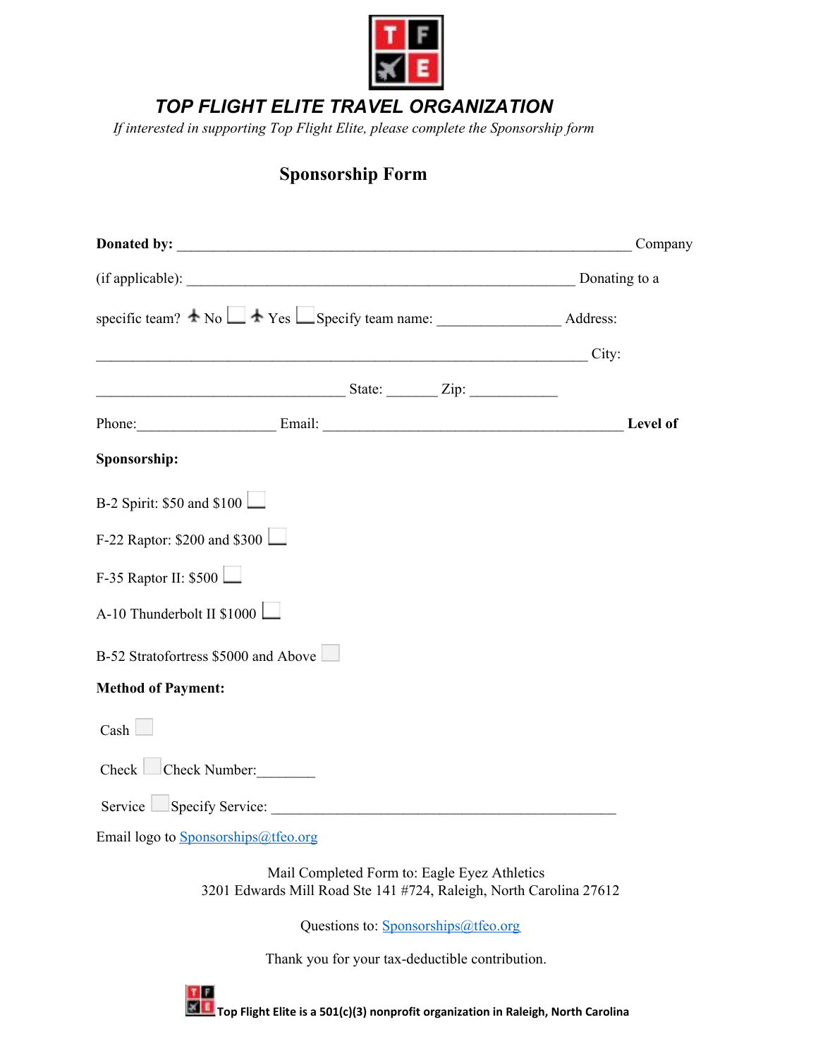# TOP FLIGHT ELITE TRAVEL ORGANIZATION

*If interested in supporting Top Flight Elite, please complete the Sponsorship form*

## Sponsorship Form

**Donated by:** _______________________________________________________________ Company

(if applicable): ______________________________________________________ Donating to a

specific team? No ☐ Yes ☐ Specify team name: ________________ Address:

____________________________________________________________________ City:

__________________________________ State: _______ Zip: ____________

Phone:___________________ Email: _________________________________________ **Level of**

**Sponsorship:**

B-2 Spirit: $50 and $100 ☐

F-22 Raptor: $200 and $300 ☐

F-35 Raptor II: $500 ☐

A-10 Thunderbolt II $1000 ☐

B-52 Stratofortress $5000 and Above ☐

**Method of Payment:**

Cash ☐

Check ☐ Check Number:________

Service ☐ Specify Service: _______________________________________________

Email logo to Sponsorships@tfeo.org

Mail Completed Form to: Eagle Eyez Athletics
3201 Edwards Mill Road Ste 141 #724, Raleigh, North Carolina 27612

Questions to: Sponsorships@tfeo.org

Thank you for your tax-deductible contribution.

**Top Flight Elite is a 501(c)(3) nonprofit organization in Raleigh, North Carolina**